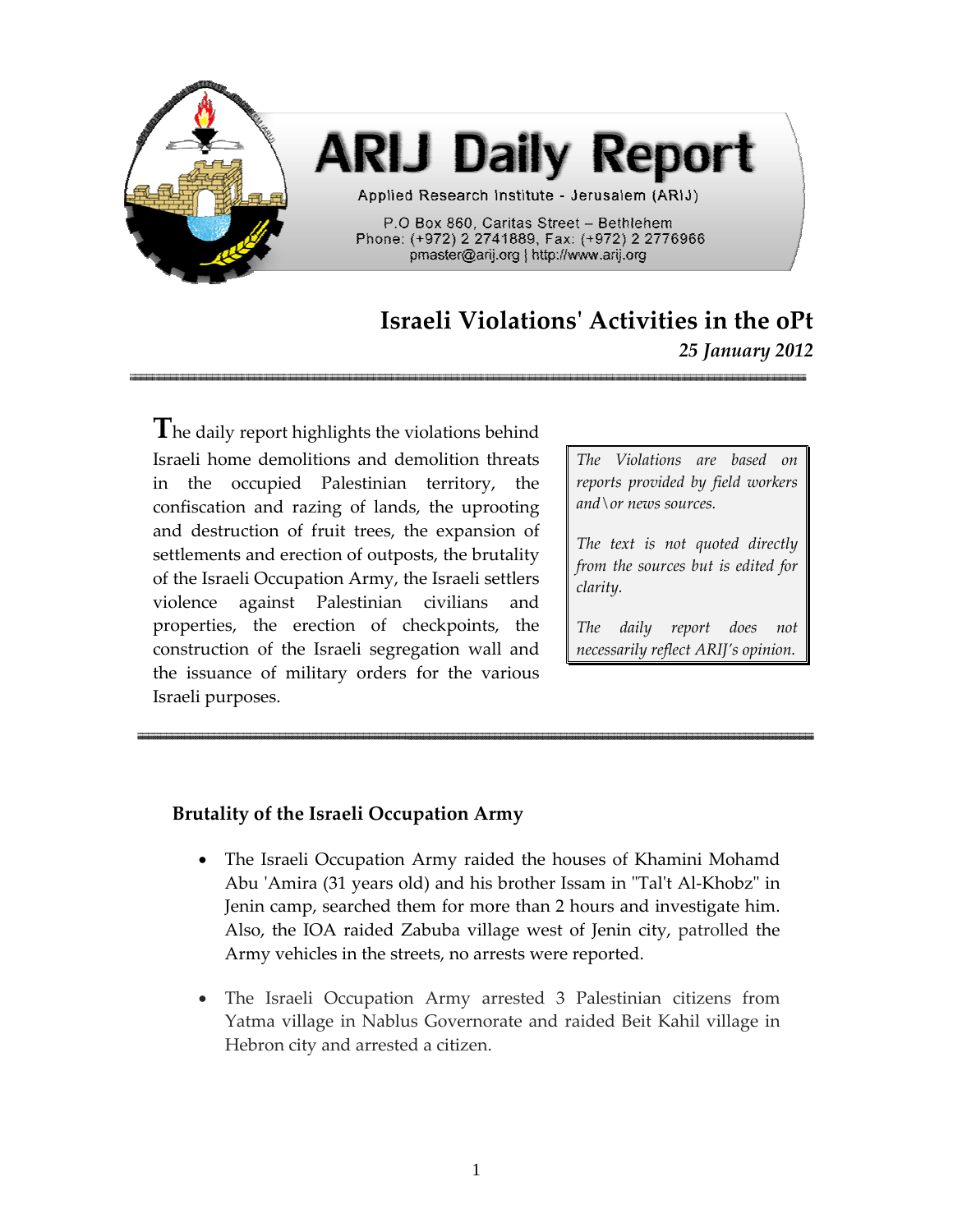# ARIJ Daily Report

Applied Research Institute - Jerusalem (ARIJ)

P.O Box 860, Caritas Street – Bethlehem
Phone: (+972) 2 2741889, Fax: (+972) 2 2776966
pmaster@arij.org | http://www.arij.org

## Israeli Violations' Activities in the oPt

*25 January 2012*

The daily report highlights the violations behind Israeli home demolitions and demolition threats in the occupied Palestinian territory, the confiscation and razing of lands, the uprooting and destruction of fruit trees, the expansion of settlements and erection of outposts, the brutality of the Israeli Occupation Army, the Israeli settlers violence against Palestinian civilians and properties, the erection of checkpoints, the construction of the Israeli segregation wall and the issuance of military orders for the various Israeli purposes.

> *The Violations are based on reports provided by field workers and\or news sources.*
>
> *The text is not quoted directly from the sources but is edited for clarity.*
>
> *The daily report does not necessarily reflect ARIJ's opinion.*

### Brutality of the Israeli Occupation Army

- The Israeli Occupation Army raided the houses of Khamini Mohamd Abu 'Amira (31 years old) and his brother Issam in "Tal't Al-Khobz" in Jenin camp, searched them for more than 2 hours and investigate him. Also, the IOA raided Zabuba village west of Jenin city, patrolled the Army vehicles in the streets, no arrests were reported.

- The Israeli Occupation Army arrested 3 Palestinian citizens from Yatma village in Nablus Governorate and raided Beit Kahil village in Hebron city and arrested a citizen.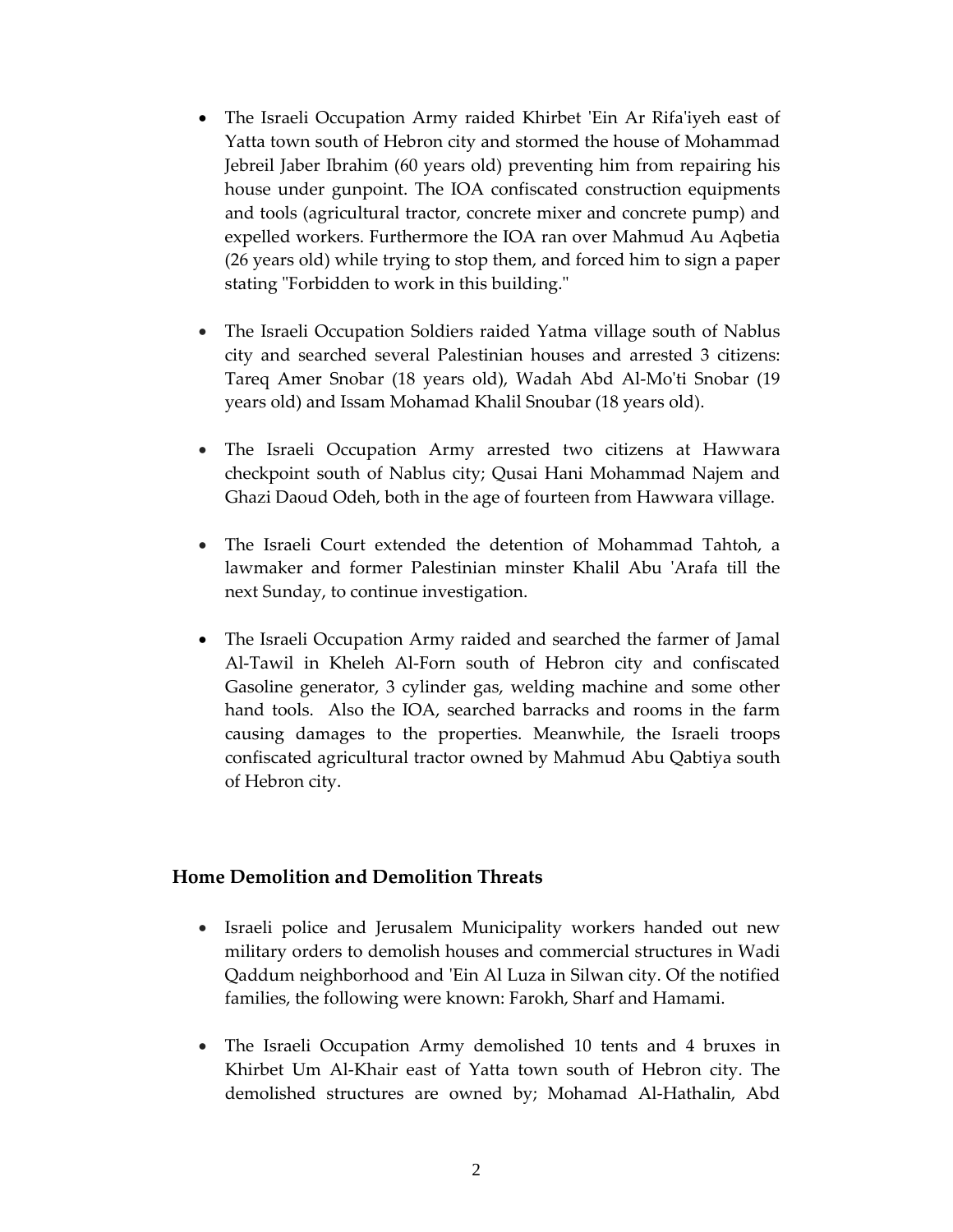- The Israeli Occupation Army raided Khirbet 'Ein Ar Rifa'iyeh east of Yatta town south of Hebron city and stormed the house of Mohammad Jebreil Jaber Ibrahim (60 years old) preventing him from repairing his house under gunpoint. The IOA confiscated construction equipments and tools (agricultural tractor, concrete mixer and concrete pump) and expelled workers. Furthermore the IOA ran over Mahmud Au Aqbetia (26 years old) while trying to stop them, and forced him to sign a paper stating "Forbidden to work in this building."

- The Israeli Occupation Soldiers raided Yatma village south of Nablus city and searched several Palestinian houses and arrested 3 citizens: Tareq Amer Snobar (18 years old), Wadah Abd Al-Mo'ti Snobar (19 years old) and Issam Mohamad Khalil Snoubar (18 years old).

- The Israeli Occupation Army arrested two citizens at Hawwara checkpoint south of Nablus city; Qusai Hani Mohammad Najem and Ghazi Daoud Odeh, both in the age of fourteen from Hawwara village.

- The Israeli Court extended the detention of Mohammad Tahtoh, a lawmaker and former Palestinian minster Khalil Abu 'Arafa till the next Sunday, to continue investigation.

- The Israeli Occupation Army raided and searched the farmer of Jamal Al-Tawil in Kheleh Al-Forn south of Hebron city and confiscated Gasoline generator, 3 cylinder gas, welding machine and some other hand tools. Also the IOA, searched barracks and rooms in the farm causing damages to the properties. Meanwhile, the Israeli troops confiscated agricultural tractor owned by Mahmud Abu Qabtiya south of Hebron city.

## Home Demolition and Demolition Threats

- Israeli police and Jerusalem Municipality workers handed out new military orders to demolish houses and commercial structures in Wadi Qaddum neighborhood and 'Ein Al Luza in Silwan city. Of the notified families, the following were known: Farokh, Sharf and Hamami.

- The Israeli Occupation Army demolished 10 tents and 4 bruxes in Khirbet Um Al-Khair east of Yatta town south of Hebron city. The demolished structures are owned by; Mohamad Al-Hathalin, Abd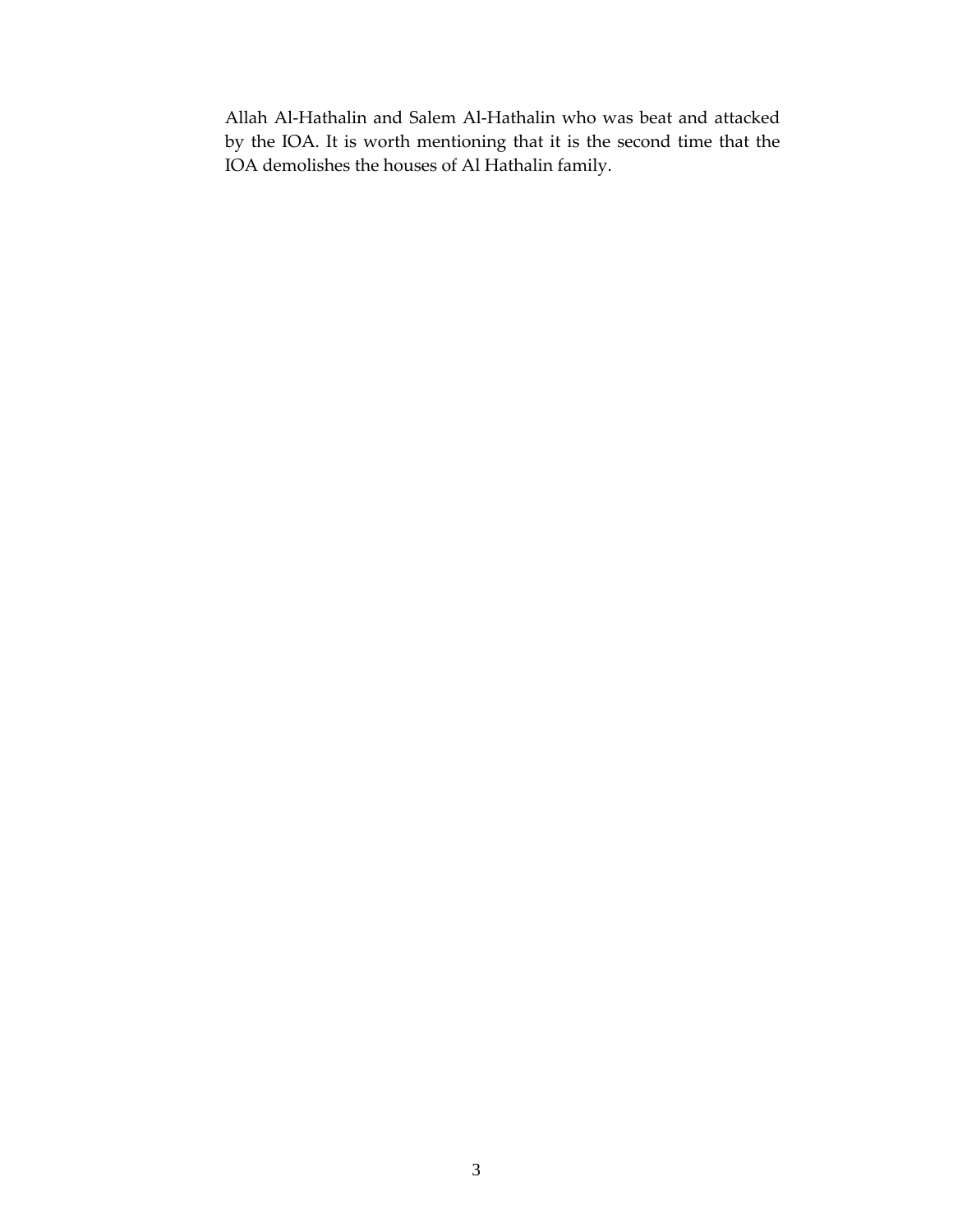Allah Al-Hathalin and Salem Al-Hathalin who was beat and attacked by the IOA. It is worth mentioning that it is the second time that the IOA demolishes the houses of Al Hathalin family.